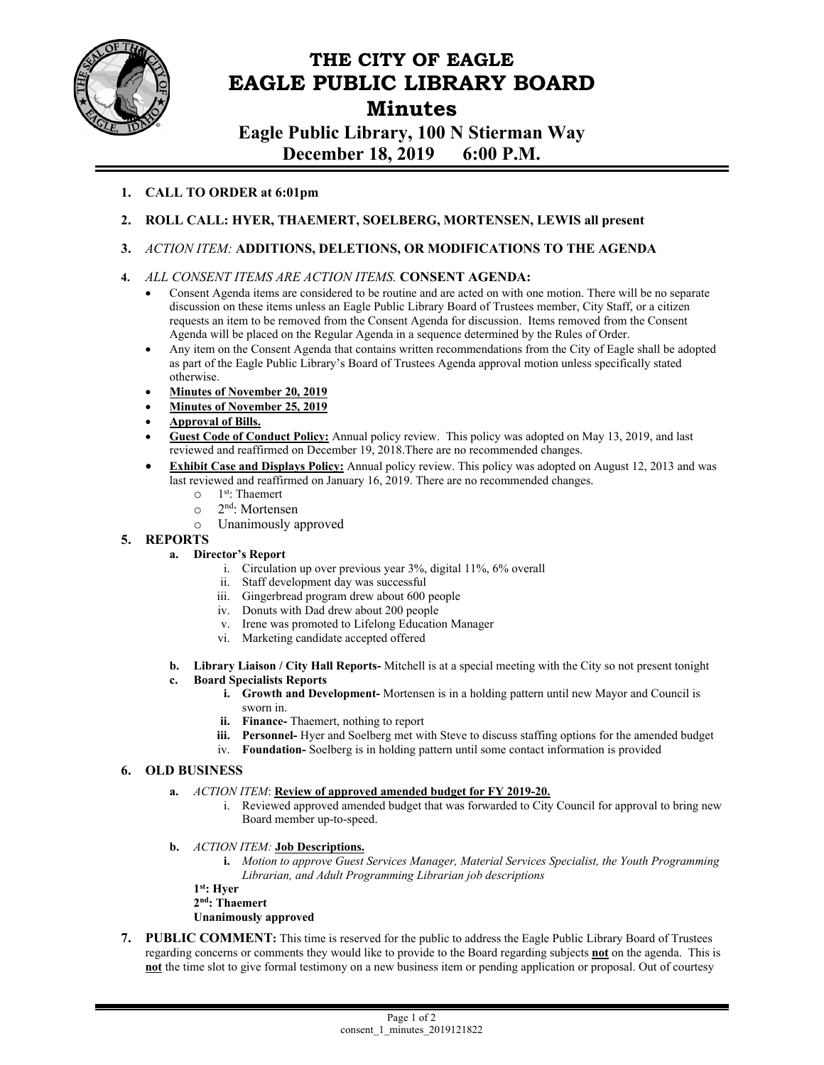# THE CITY OF EAGLE
# EAGLE PUBLIC LIBRARY BOARD
# Minutes

## Eagle Public Library, 100 N Stierman Way
## December 18, 2019 6:00 P.M.

1. **CALL TO ORDER at 6:01pm**

2. **ROLL CALL: HYER, THAEMERT, SOELBERG, MORTENSEN, LEWIS all present**

3. *ACTION ITEM:* **ADDITIONS, DELETIONS, OR MODIFICATIONS TO THE AGENDA**

4. *ALL CONSENT ITEMS ARE ACTION ITEMS.* **CONSENT AGENDA:**
   - Consent Agenda items are considered to be routine and are acted on with one motion. There will be no separate discussion on these items unless an Eagle Public Library Board of Trustees member, City Staff, or a citizen requests an item to be removed from the Consent Agenda for discussion. Items removed from the Consent Agenda will be placed on the Regular Agenda in a sequence determined by the Rules of Order.
   - Any item on the Consent Agenda that contains written recommendations from the City of Eagle shall be adopted as part of the Eagle Public Library's Board of Trustees Agenda approval motion unless specifically stated otherwise.
   - **Minutes of November 20, 2019**
   - **Minutes of November 25, 2019**
   - **Approval of Bills.**
   - **Guest Code of Conduct Policy:** Annual policy review. This policy was adopted on May 13, 2019, and last reviewed and reaffirmed on December 19, 2018.There are no recommended changes.
   - **Exhibit Case and Displays Policy:** Annual policy review. This policy was adopted on August 12, 2013 and was last reviewed and reaffirmed on January 16, 2019. There are no recommended changes.
     - 1st: Thaemert
     - 2nd: Mortensen
     - Unanimously approved

5. **REPORTS**
   a. **Director's Report**
      i. Circulation up over previous year 3%, digital 11%, 6% overall
      ii. Staff development day was successful
      iii. Gingerbread program drew about 600 people
      iv. Donuts with Dad drew about 200 people
      v. Irene was promoted to Lifelong Education Manager
      vi. Marketing candidate accepted offered

   b. **Library Liaison / City Hall Reports-** Mitchell is at a special meeting with the City so not present tonight

   c. **Board Specialists Reports**
      i. **Growth and Development-** Mortensen is in a holding pattern until new Mayor and Council is sworn in.
      ii. **Finance-** Thaemert, nothing to report
      iii. **Personnel-** Hyer and Soelberg met with Steve to discuss staffing options for the amended budget
      iv. **Foundation-** Soelberg is in holding pattern until some contact information is provided

6. **OLD BUSINESS**
   a. *ACTION ITEM*: **Review of approved amended budget for FY 2019-20.**
      i. Reviewed approved amended budget that was forwarded to City Council for approval to bring new Board member up-to-speed.

   b. *ACTION ITEM:* **Job Descriptions.**
      i. *Motion to approve Guest Services Manager, Material Services Specialist, the Youth Programming Librarian, and Adult Programming Librarian job descriptions*

      **1st: Hyer**
      **2nd: Thaemert**
      **Unanimously approved**

7. **PUBLIC COMMENT:** This time is reserved for the public to address the Eagle Public Library Board of Trustees regarding concerns or comments they would like to provide to the Board regarding subjects **not** on the agenda. This is **not** the time slot to give formal testimony on a new business item or pending application or proposal. Out of courtesy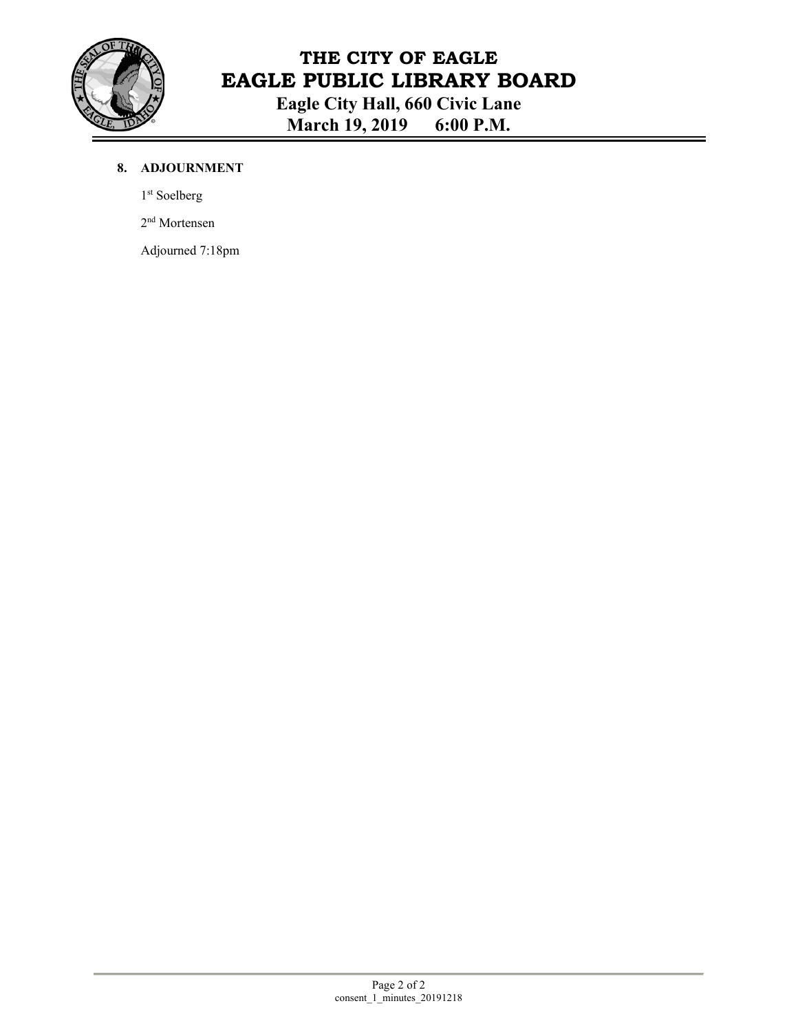**8. ADJOURNMENT**

1st Soelberg

2nd Mortensen

Adjourned 7:18pm